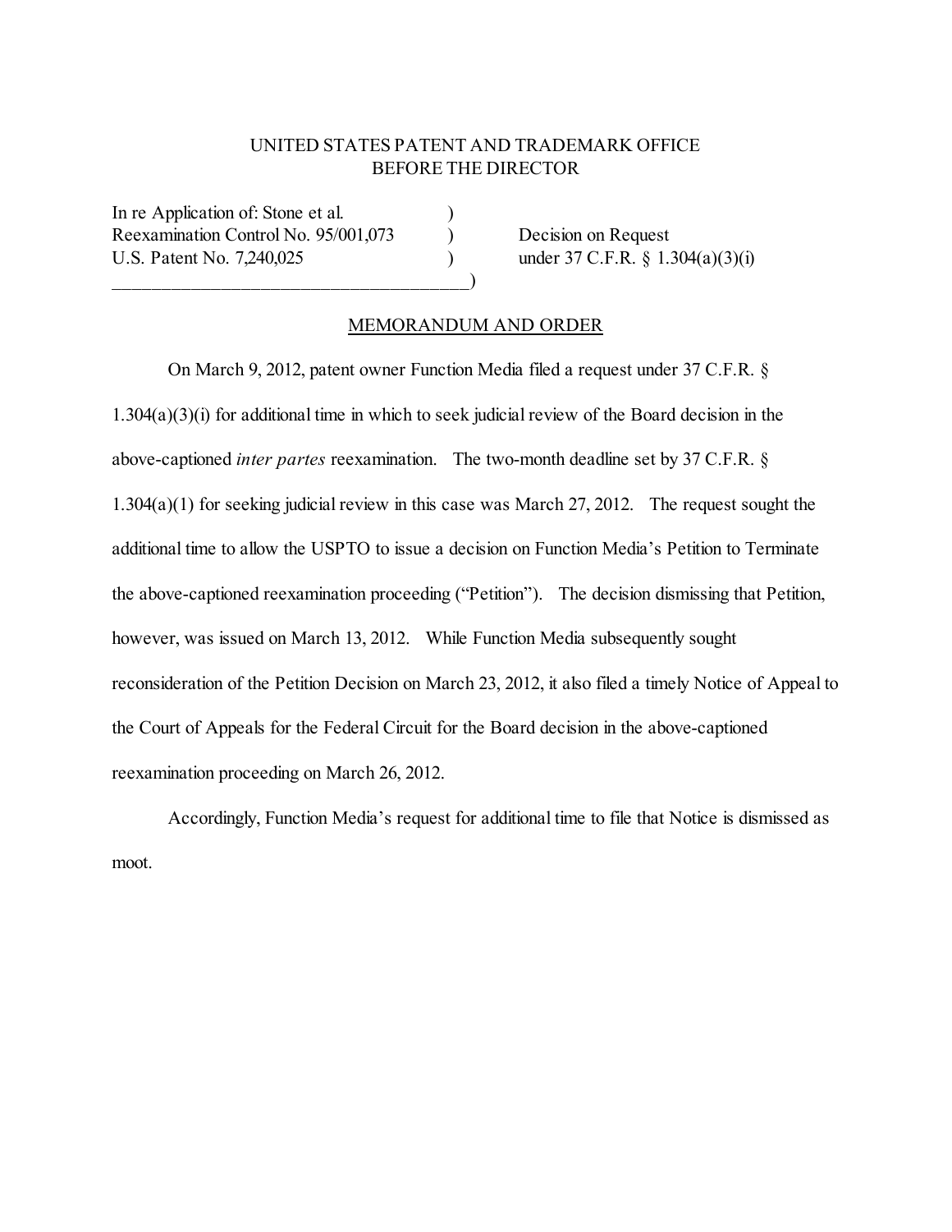UNITED STATES PATENT AND TRADEMARK OFFICE
BEFORE THE DIRECTOR

In re Application of: Stone et al. )
Reexamination Control No. 95/001,073 ) Decision on Request
U.S. Patent No. 7,240,025 ) under 37 C.F.R. § 1.304(a)(3)(i)
______________________________________)

MEMORANDUM AND ORDER

On March 9, 2012, patent owner Function Media filed a request under 37 C.F.R. § 1.304(a)(3)(i) for additional time in which to seek judicial review of the Board decision in the above-captioned *inter partes* reexamination. The two-month deadline set by 37 C.F.R. § 1.304(a)(1) for seeking judicial review in this case was March 27, 2012. The request sought the additional time to allow the USPTO to issue a decision on Function Media's Petition to Terminate the above-captioned reexamination proceeding ("Petition"). The decision dismissing that Petition, however, was issued on March 13, 2012. While Function Media subsequently sought reconsideration of the Petition Decision on March 23, 2012, it also filed a timely Notice of Appeal to the Court of Appeals for the Federal Circuit for the Board decision in the above-captioned reexamination proceeding on March 26, 2012.

Accordingly, Function Media's request for additional time to file that Notice is dismissed as moot.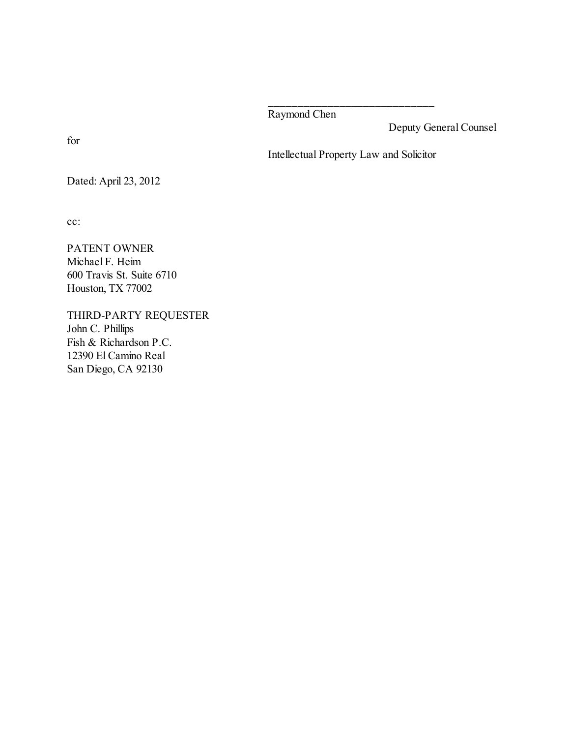\_\_\_\_\_\_\_\_\_\_\_\_\_\_\_\_\_\_\_\_\_\_\_\_\_\_\_\_\_\_

Raymond Chen

Deputy General Counsel

for

Intellectual Property Law and Solicitor

Dated: April 23, 2012

cc:

PATENT OWNER
Michael F. Heim
600 Travis St. Suite 6710
Houston, TX 77002

THIRD-PARTY REQUESTER
John C. Phillips
Fish & Richardson P.C.
12390 El Camino Real
San Diego, CA 92130